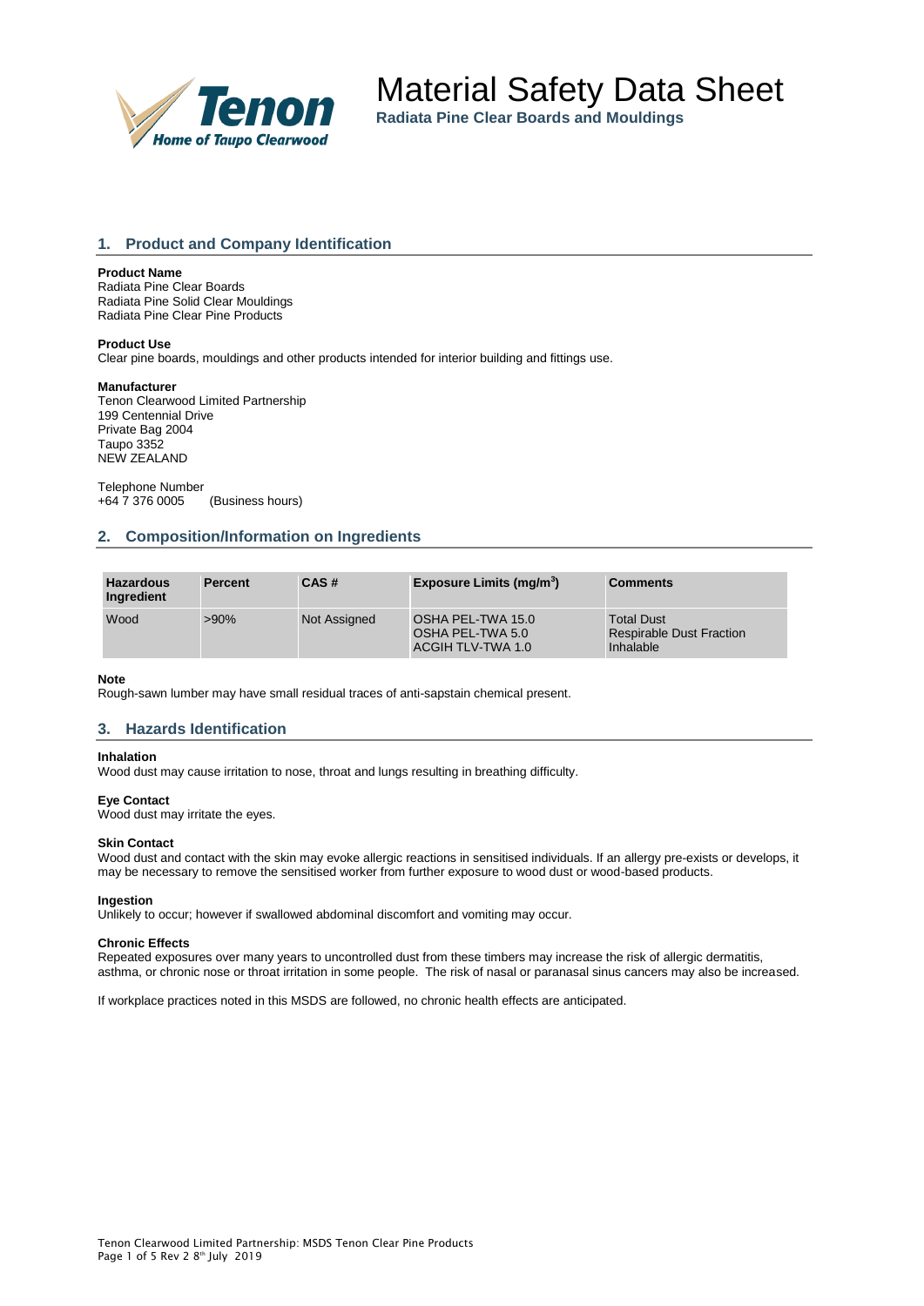# Material Safety Data Sheet

**Radiata Pine Clear Boards and Mouldings**

## 1. Product and Company Identification

**Product Name**
Radiata Pine Clear Boards
Radiata Pine Solid Clear Mouldings
Radiata Pine Clear Pine Products

**Product Use**
Clear pine boards, mouldings and other products intended for interior building and fittings use.

**Manufacturer**
Tenon Clearwood Limited Partnership
199 Centennial Drive
Private Bag 2004
Taupo 3352
NEW ZEALAND

Telephone Number
+64 7 376 0005 (Business hours)

## 2. Composition/Information on Ingredients

| Hazardous Ingredient | Percent | CAS # | Exposure Limits (mg/m$^3$) | Comments |
|---|---|---|---|---|
| Wood | >90% | Not Assigned | OSHA PEL-TWA 15.0<br>OSHA PEL-TWA 5.0<br>ACGIH TLV-TWA 1.0 | Total Dust<br>Respirable Dust Fraction<br>Inhalable |

**Note**
Rough-sawn lumber may have small residual traces of anti-sapstain chemical present.

## 3. Hazards Identification

**Inhalation**
Wood dust may cause irritation to nose, throat and lungs resulting in breathing difficulty.

**Eye Contact**
Wood dust may irritate the eyes.

**Skin Contact**
Wood dust and contact with the skin may evoke allergic reactions in sensitised individuals. If an allergy pre-exists or develops, it may be necessary to remove the sensitised worker from further exposure to wood dust or wood-based products.

**Ingestion**
Unlikely to occur; however if swallowed abdominal discomfort and vomiting may occur.

**Chronic Effects**
Repeated exposures over many years to uncontrolled dust from these timbers may increase the risk of allergic dermatitis, asthma, or chronic nose or throat irritation in some people. The risk of nasal or paranasal sinus cancers may also be increased.

If workplace practices noted in this MSDS are followed, no chronic health effects are anticipated.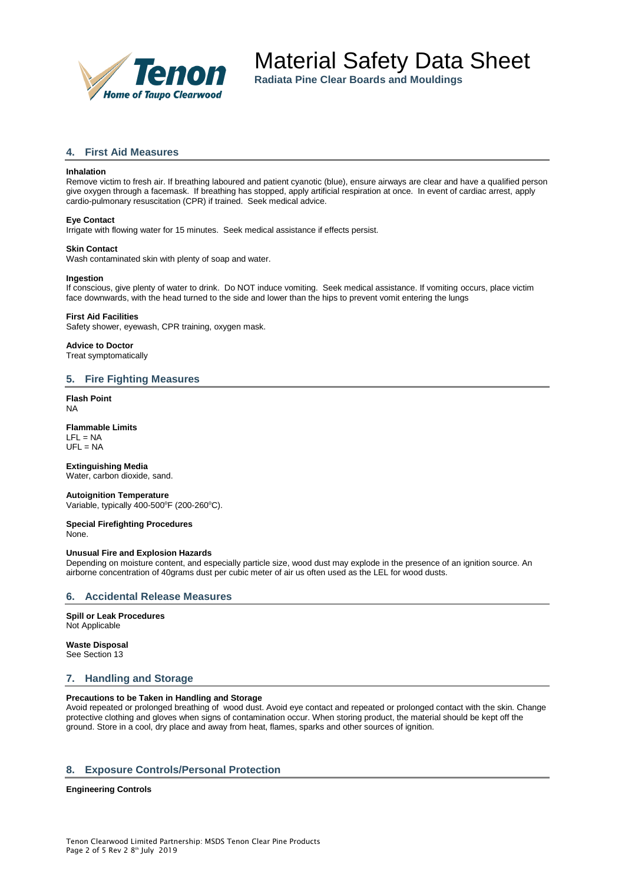## 4. First Aid Measures

**Inhalation**

Remove victim to fresh air. If breathing laboured and patient cyanotic (blue), ensure airways are clear and have a qualified person give oxygen through a facemask. If breathing has stopped, apply artificial respiration at once. In event of cardiac arrest, apply cardio-pulmonary resuscitation (CPR) if trained. Seek medical advice.

**Eye Contact**

Irrigate with flowing water for 15 minutes. Seek medical assistance if effects persist.

**Skin Contact**

Wash contaminated skin with plenty of soap and water.

**Ingestion**

If conscious, give plenty of water to drink. Do NOT induce vomiting. Seek medical assistance. If vomiting occurs, place victim face downwards, with the head turned to the side and lower than the hips to prevent vomit entering the lungs

**First Aid Facilities**

Safety shower, eyewash, CPR training, oxygen mask.

**Advice to Doctor**

Treat symptomatically

## 5. Fire Fighting Measures

**Flash Point**

NA

**Flammable Limits**

LFL = NA
UFL = NA

**Extinguishing Media**

Water, carbon dioxide, sand.

**Autoignition Temperature**

Variable, typically 400-500°F (200-260°C).

**Special Firefighting Procedures**

None.

**Unusual Fire and Explosion Hazards**

Depending on moisture content, and especially particle size, wood dust may explode in the presence of an ignition source. An airborne concentration of 40grams dust per cubic meter of air us often used as the LEL for wood dusts.

## 6. Accidental Release Measures

**Spill or Leak Procedures**

Not Applicable

**Waste Disposal**

See Section 13

## 7. Handling and Storage

**Precautions to be Taken in Handling and Storage**

Avoid repeated or prolonged breathing of wood dust. Avoid eye contact and repeated or prolonged contact with the skin. Change protective clothing and gloves when signs of contamination occur. When storing product, the material should be kept off the ground. Store in a cool, dry place and away from heat, flames, sparks and other sources of ignition.

## 8. Exposure Controls/Personal Protection

**Engineering Controls**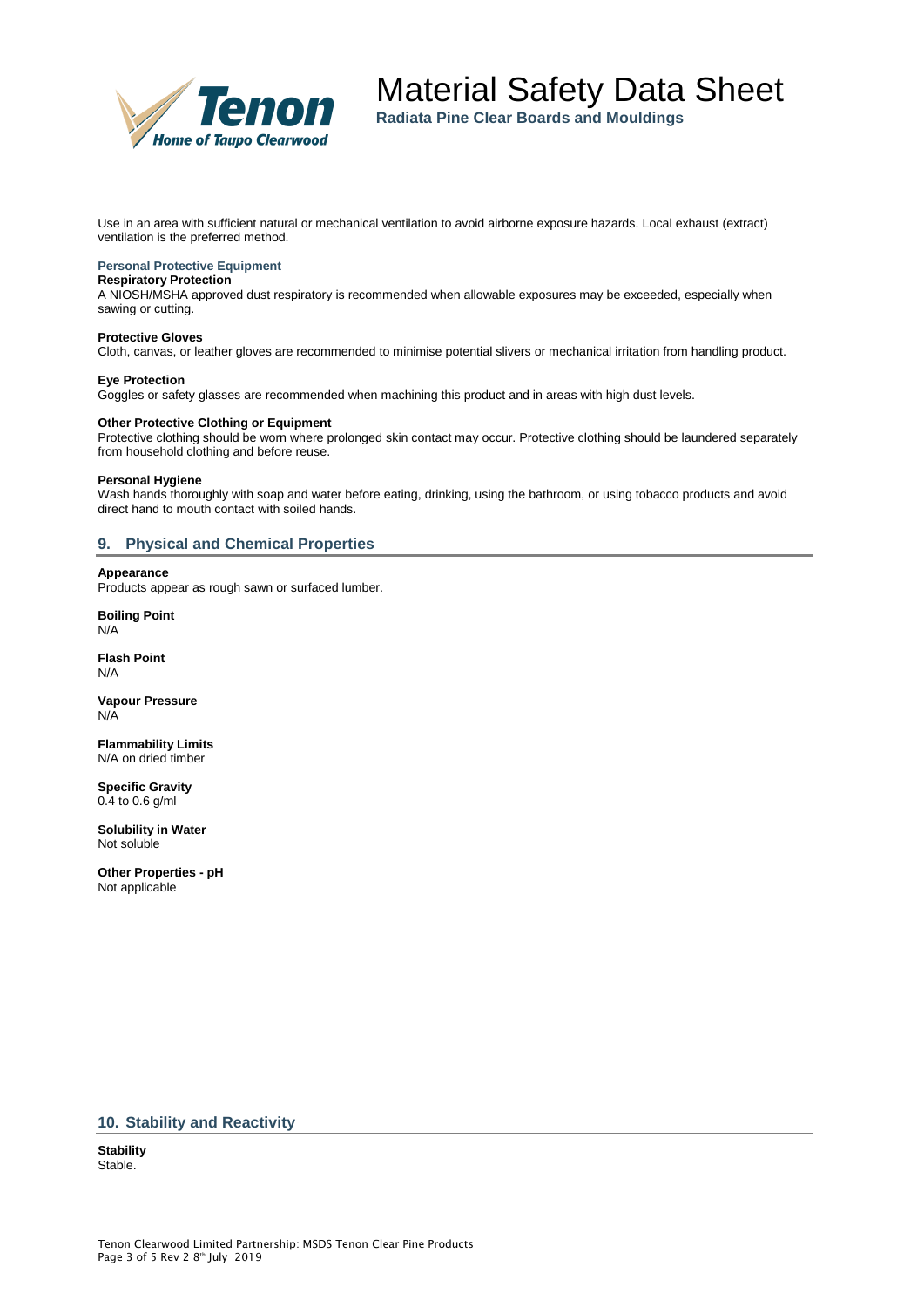Use in an area with sufficient natural or mechanical ventilation to avoid airborne exposure hazards. Local exhaust (extract) ventilation is the preferred method.

### Personal Protective Equipment

**Respiratory Protection**
A NIOSH/MSHA approved dust respiratory is recommended when allowable exposures may be exceeded, especially when sawing or cutting.

**Protective Gloves**
Cloth, canvas, or leather gloves are recommended to minimise potential slivers or mechanical irritation from handling product.

**Eye Protection**
Goggles or safety glasses are recommended when machining this product and in areas with high dust levels.

**Other Protective Clothing or Equipment**
Protective clothing should be worn where prolonged skin contact may occur. Protective clothing should be laundered separately from household clothing and before reuse.

**Personal Hygiene**
Wash hands thoroughly with soap and water before eating, drinking, using the bathroom, or using tobacco products and avoid direct hand to mouth contact with soiled hands.

## 9. Physical and Chemical Properties

**Appearance**
Products appear as rough sawn or surfaced lumber.

**Boiling Point**
N/A

**Flash Point**
N/A

**Vapour Pressure**
N/A

**Flammability Limits**
N/A on dried timber

**Specific Gravity**
0.4 to 0.6 g/ml

**Solubility in Water**
Not soluble

**Other Properties - pH**
Not applicable

## 10. Stability and Reactivity

**Stability**
Stable.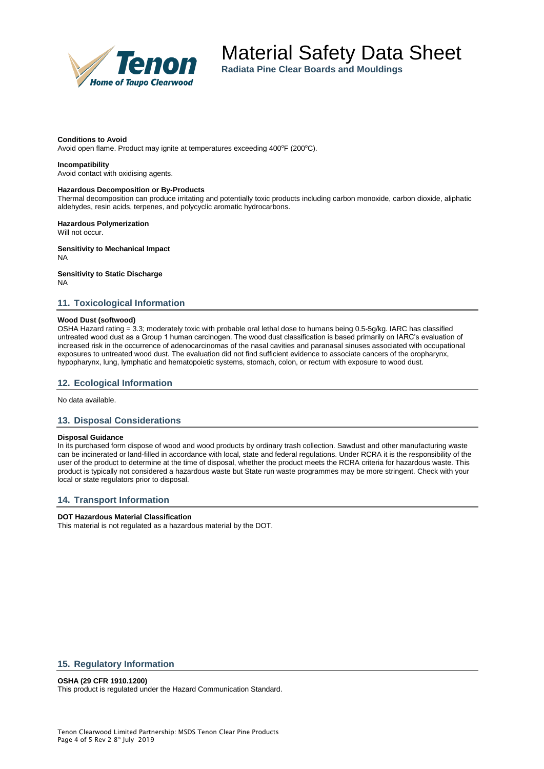**Conditions to Avoid**

Avoid open flame. Product may ignite at temperatures exceeding 400°F (200°C).

**Incompatibility**

Avoid contact with oxidising agents.

**Hazardous Decomposition or By-Products**

Thermal decomposition can produce irritating and potentially toxic products including carbon monoxide, carbon dioxide, aliphatic aldehydes, resin acids, terpenes, and polycyclic aromatic hydrocarbons.

**Hazardous Polymerization**

Will not occur.

**Sensitivity to Mechanical Impact**

NA

**Sensitivity to Static Discharge**

NA

## 11. Toxicological Information

**Wood Dust (softwood)**

OSHA Hazard rating = 3.3; moderately toxic with probable oral lethal dose to humans being 0.5-5g/kg. IARC has classified untreated wood dust as a Group 1 human carcinogen. The wood dust classification is based primarily on IARC's evaluation of increased risk in the occurrence of adenocarcinomas of the nasal cavities and paranasal sinuses associated with occupational exposures to untreated wood dust. The evaluation did not find sufficient evidence to associate cancers of the oropharynx, hypopharynx, lung, lymphatic and hematopoietic systems, stomach, colon, or rectum with exposure to wood dust.

## 12. Ecological Information

No data available.

## 13. Disposal Considerations

**Disposal Guidance**

In its purchased form dispose of wood and wood products by ordinary trash collection. Sawdust and other manufacturing waste can be incinerated or land-filled in accordance with local, state and federal regulations. Under RCRA it is the responsibility of the user of the product to determine at the time of disposal, whether the product meets the RCRA criteria for hazardous waste. This product is typically not considered a hazardous waste but State run waste programmes may be more stringent. Check with your local or state regulators prior to disposal.

## 14. Transport Information

**DOT Hazardous Material Classification**

This material is not regulated as a hazardous material by the DOT.

## 15. Regulatory Information

**OSHA (29 CFR 1910.1200)**

This product is regulated under the Hazard Communication Standard.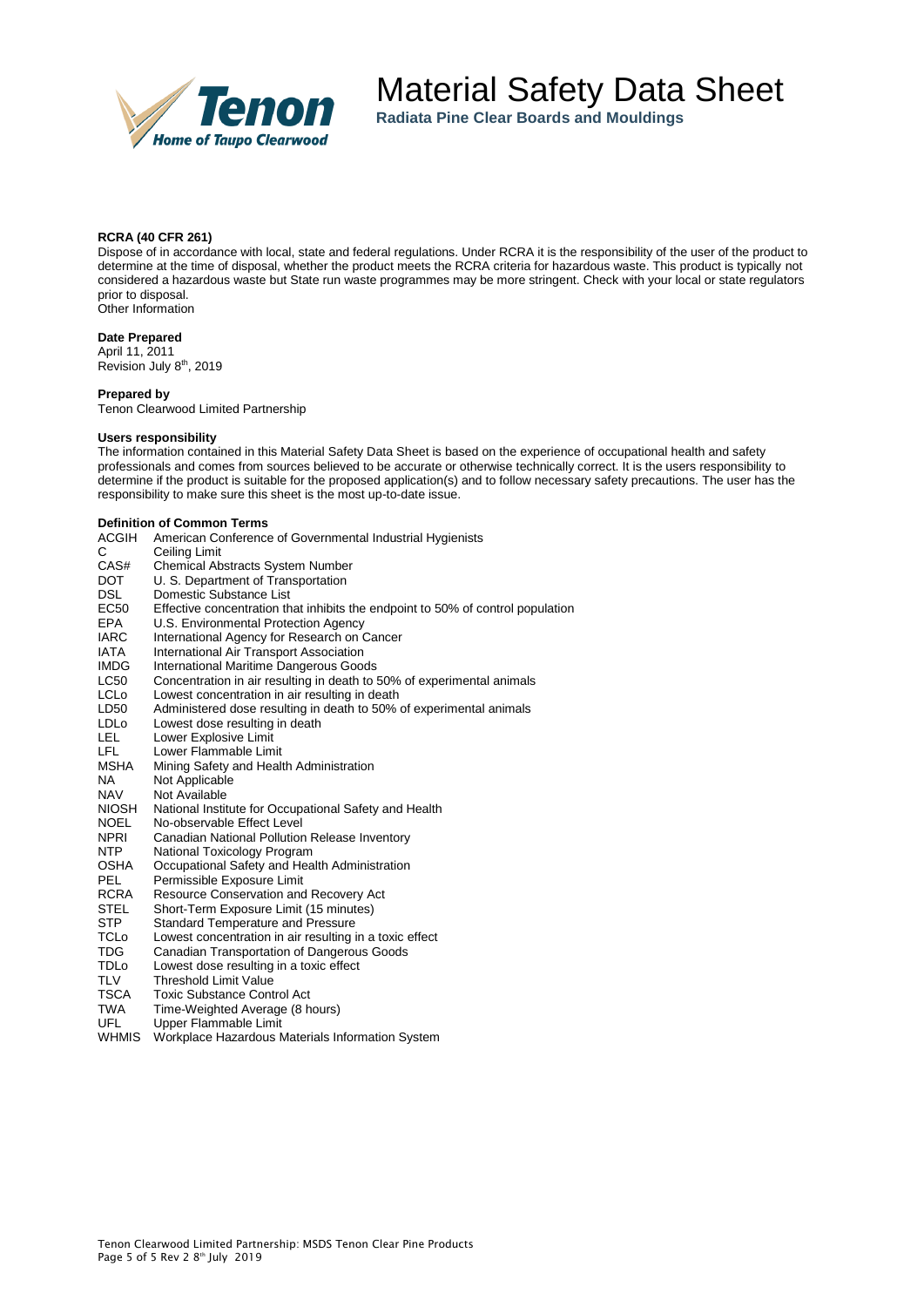**RCRA (40 CFR 261)**

Dispose of in accordance with local, state and federal regulations. Under RCRA it is the responsibility of the user of the product to determine at the time of disposal, whether the product meets the RCRA criteria for hazardous waste. This product is typically not considered a hazardous waste but State run waste programmes may be more stringent. Check with your local or state regulators prior to disposal.

Other Information

**Date Prepared**

April 11, 2011

Revision July 8th, 2019

**Prepared by**

Tenon Clearwood Limited Partnership

**Users responsibility**

The information contained in this Material Safety Data Sheet is based on the experience of occupational health and safety professionals and comes from sources believed to be accurate or otherwise technically correct. It is the users responsibility to determine if the product is suitable for the proposed application(s) and to follow necessary safety precautions. The user has the responsibility to make sure this sheet is the most up-to-date issue.

**Definition of Common Terms**

| | |
|---|---|
| ACGIH | American Conference of Governmental Industrial Hygienists |
| C | Ceiling Limit |
| CAS# | Chemical Abstracts System Number |
| DOT | U. S. Department of Transportation |
| DSL | Domestic Substance List |
| EC50 | Effective concentration that inhibits the endpoint to 50% of control population |
| EPA | U.S. Environmental Protection Agency |
| IARC | International Agency for Research on Cancer |
| IATA | International Air Transport Association |
| IMDG | International Maritime Dangerous Goods |
| LC50 | Concentration in air resulting in death to 50% of experimental animals |
| LCLo | Lowest concentration in air resulting in death |
| LD50 | Administered dose resulting in death to 50% of experimental animals |
| LDLo | Lowest dose resulting in death |
| LEL | Lower Explosive Limit |
| LFL | Lower Flammable Limit |
| MSHA | Mining Safety and Health Administration |
| NA | Not Applicable |
| NAV | Not Available |
| NIOSH | National Institute for Occupational Safety and Health |
| NOEL | No-observable Effect Level |
| NPRI | Canadian National Pollution Release Inventory |
| NTP | National Toxicology Program |
| OSHA | Occupational Safety and Health Administration |
| PEL | Permissible Exposure Limit |
| RCRA | Resource Conservation and Recovery Act |
| STEL | Short-Term Exposure Limit (15 minutes) |
| STP | Standard Temperature and Pressure |
| TCLo | Lowest concentration in air resulting in a toxic effect |
| TDG | Canadian Transportation of Dangerous Goods |
| TDLo | Lowest dose resulting in a toxic effect |
| TLV | Threshold Limit Value |
| TSCA | Toxic Substance Control Act |
| TWA | Time-Weighted Average (8 hours) |
| UFL | Upper Flammable Limit |
| WHMIS | Workplace Hazardous Materials Information System |